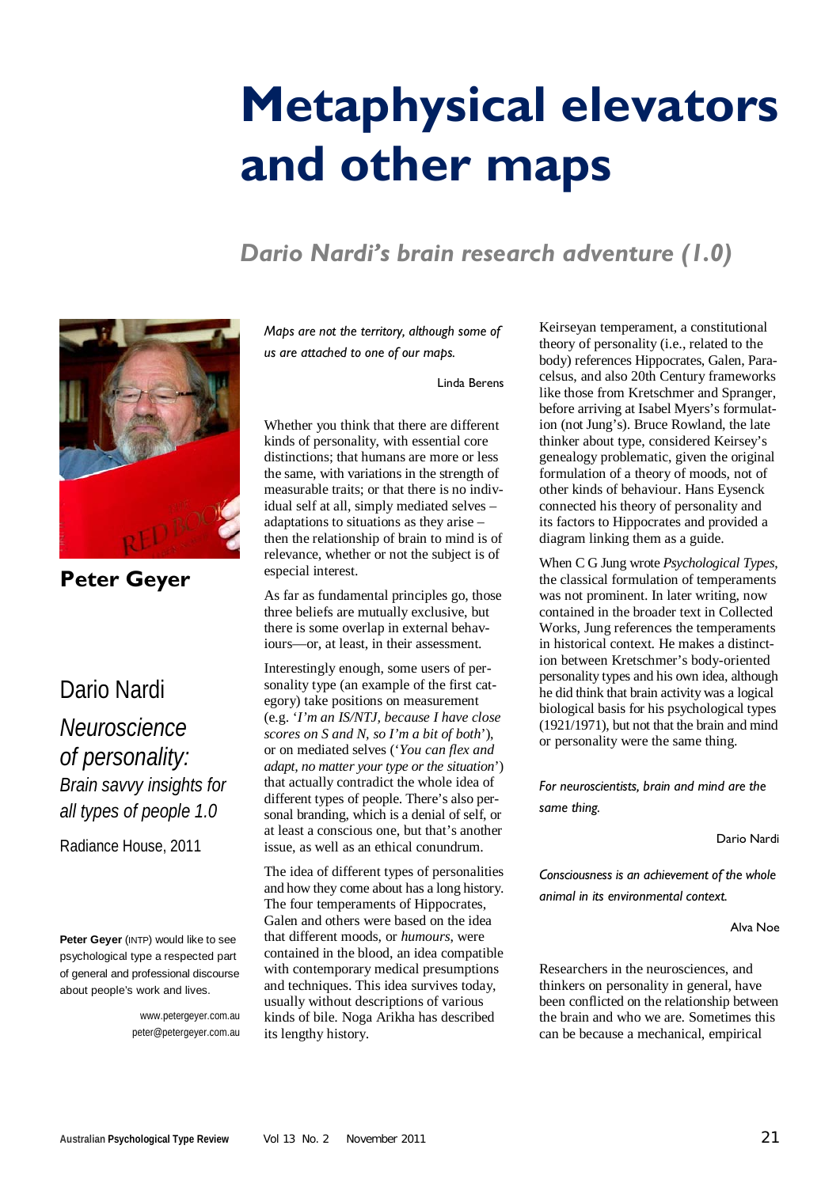# Metaphysical elevators and other maps

## *Dario Nardi's brain research adventure (1.0)*

**Peter Geyer**

Dario Nardi

*Neuroscience of personality: Brain savvy insights for all types of people 1.0*

Radiance House, 2011

**Peter Geyer** (INTP) would like to see psychological type a respected part of general and professional discourse about people's work and lives.

www.petergeyer.com.au
peter@petergeyer.com.au

*Maps are not the territory, although some of us are attached to one of our maps.*

Linda Berens

Whether you think that there are different kinds of personality, with essential core distinctions; that humans are more or less the same, with variations in the strength of measurable traits; or that there is no individual self at all, simply mediated selves – adaptations to situations as they arise – then the relationship of brain to mind is of relevance, whether or not the subject is of especial interest.

As far as fundamental principles go, those three beliefs are mutually exclusive, but there is some overlap in external behaviours—or, at least, in their assessment.

Interestingly enough, some users of personality type (an example of the first category) take positions on measurement (e.g. '*I'm an IS/NTJ, because I have close scores on S and N, so I'm a bit of both*'), or on mediated selves ('*You can flex and adapt, no matter your type or the situation*') that actually contradict the whole idea of different types of people. There's also personal branding, which is a denial of self, or at least a conscious one, but that's another issue, as well as an ethical conundrum.

The idea of different types of personalities and how they come about has a long history. The four temperaments of Hippocrates, Galen and others were based on the idea that different moods, or *humours*, were contained in the blood, an idea compatible with contemporary medical presumptions and techniques. This idea survives today, usually without descriptions of various kinds of bile. Noga Arikha has described its lengthy history.

Keirseyan temperament, a constitutional theory of personality (i.e., related to the body) references Hippocrates, Galen, Paracelsus, and also 20th Century frameworks like those from Kretschmer and Spranger, before arriving at Isabel Myers's formulation (not Jung's). Bruce Rowland, the late thinker about type, considered Keirsey's genealogy problematic, given the original formulation of a theory of moods, not of other kinds of behaviour. Hans Eysenck connected his theory of personality and its factors to Hippocrates and provided a diagram linking them as a guide.

When C G Jung wrote *Psychological Types*, the classical formulation of temperaments was not prominent. In later writing, now contained in the broader text in Collected Works, Jung references the temperaments in historical context. He makes a distinction between Kretschmer's body-oriented personality types and his own idea, although he did think that brain activity was a logical biological basis for his psychological types (1921/1971), but not that the brain and mind or personality were the same thing.

*For neuroscientists, brain and mind are the same thing.*

Dario Nardi

*Consciousness is an achievement of the whole animal in its environmental context.*

Alva Noe

Researchers in the neurosciences, and thinkers on personality in general, have been conflicted on the relationship between the brain and who we are. Sometimes this can be because a mechanical, empirical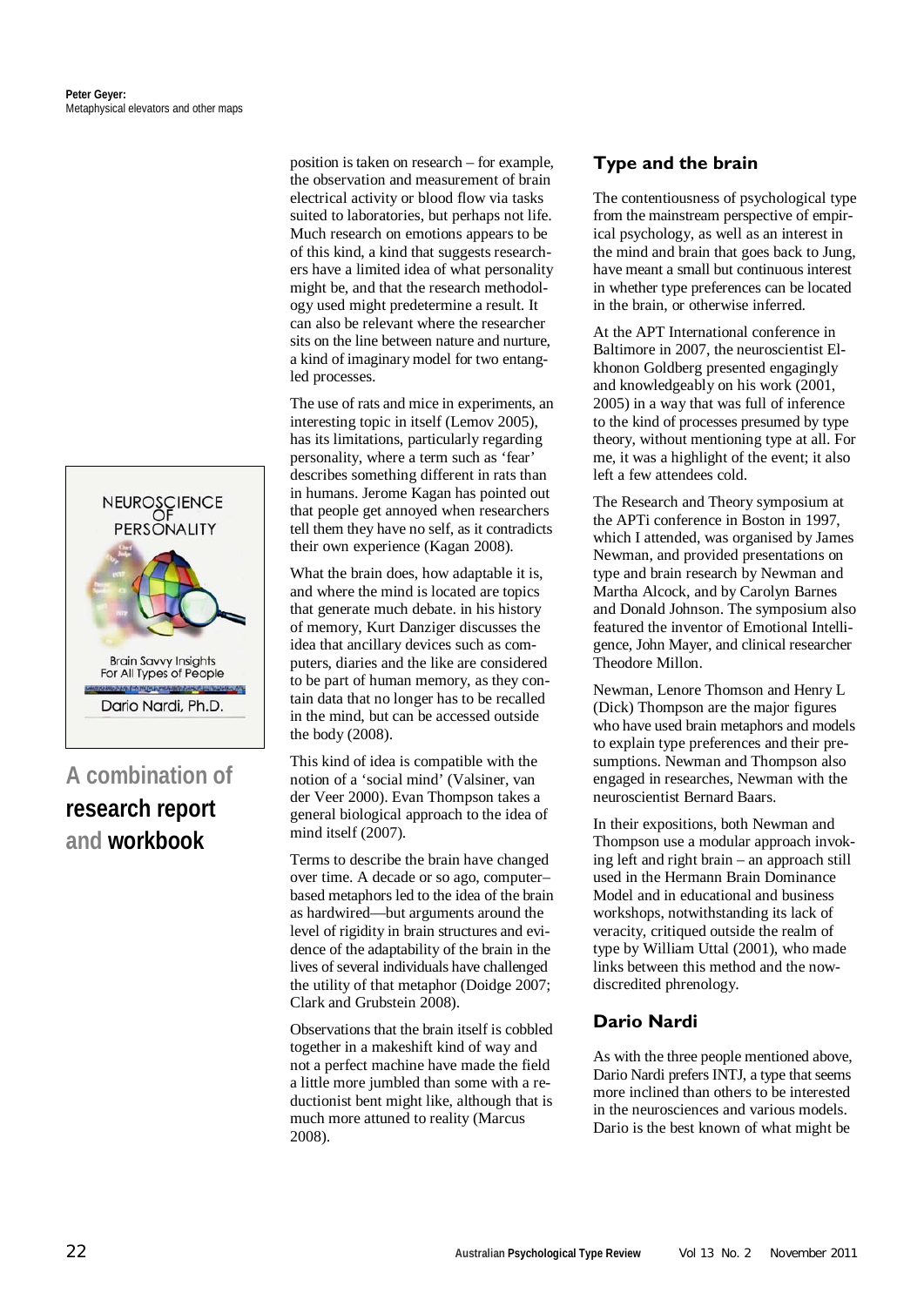position is taken on research – for example, the observation and measurement of brain electrical activity or blood flow via tasks suited to laboratories, but perhaps not life. Much research on emotions appears to be of this kind, a kind that suggests researchers have a limited idea of what personality might be, and that the research methodology used might predetermine a result. It can also be relevant where the researcher sits on the line between nature and nurture, a kind of imaginary model for two entangled processes.

The use of rats and mice in experiments, an interesting topic in itself (Lemov 2005), has its limitations, particularly regarding personality, where a term such as 'fear' describes something different in rats than in humans. Jerome Kagan has pointed out that people get annoyed when researchers tell them they have no self, as it contradicts their own experience (Kagan 2008).

What the brain does, how adaptable it is, and where the mind is located are topics that generate much debate. in his history of memory, Kurt Danziger discusses the idea that ancillary devices such as computers, diaries and the like are considered to be part of human memory, as they contain data that no longer has to be recalled in the mind, but can be accessed outside the body (2008).

This kind of idea is compatible with the notion of a 'social mind' (Valsiner, van der Veer 2000). Evan Thompson takes a general biological approach to the idea of mind itself (2007).

Terms to describe the brain have changed over time. A decade or so ago, computer–based metaphors led to the idea of the brain as hardwired—but arguments around the level of rigidity in brain structures and evidence of the adaptability of the brain in the lives of several individuals have challenged the utility of that metaphor (Doidge 2007; Clark and Grubstein 2008).

Observations that the brain itself is cobbled together in a makeshift kind of way and not a perfect machine have made the field a little more jumbled than some with a reductionist bent might like, although that is much more attuned to reality (Marcus 2008).

NEUROSCIENCE OF PERSONALITY

Brain Savvy Insights For All Types of People

Dario Nardi, Ph.D.

**A combination of research report and workbook**

## Type and the brain

The contentiousness of psychological type from the mainstream perspective of empirical psychology, as well as an interest in the mind and brain that goes back to Jung, have meant a small but continuous interest in whether type preferences can be located in the brain, or otherwise inferred.

At the APT International conference in Baltimore in 2007, the neuroscientist Elkhonon Goldberg presented engagingly and knowledgeably on his work (2001, 2005) in a way that was full of inference to the kind of processes presumed by type theory, without mentioning type at all. For me, it was a highlight of the event; it also left a few attendees cold.

The Research and Theory symposium at the APTi conference in Boston in 1997, which I attended, was organised by James Newman, and provided presentations on type and brain research by Newman and Martha Alcock, and by Carolyn Barnes and Donald Johnson. The symposium also featured the inventor of Emotional Intelligence, John Mayer, and clinical researcher Theodore Millon.

Newman, Lenore Thomson and Henry L (Dick) Thompson are the major figures who have used brain metaphors and models to explain type preferences and their presumptions. Newman and Thompson also engaged in researches, Newman with the neuroscientist Bernard Baars.

In their expositions, both Newman and Thompson use a modular approach invoking left and right brain – an approach still used in the Hermann Brain Dominance Model and in educational and business workshops, notwithstanding its lack of veracity, critiqued outside the realm of type by William Uttal (2001), who made links between this method and the now-discredited phrenology.

## Dario Nardi

As with the three people mentioned above, Dario Nardi prefers INTJ, a type that seems more inclined than others to be interested in the neurosciences and various models. Dario is the best known of what might be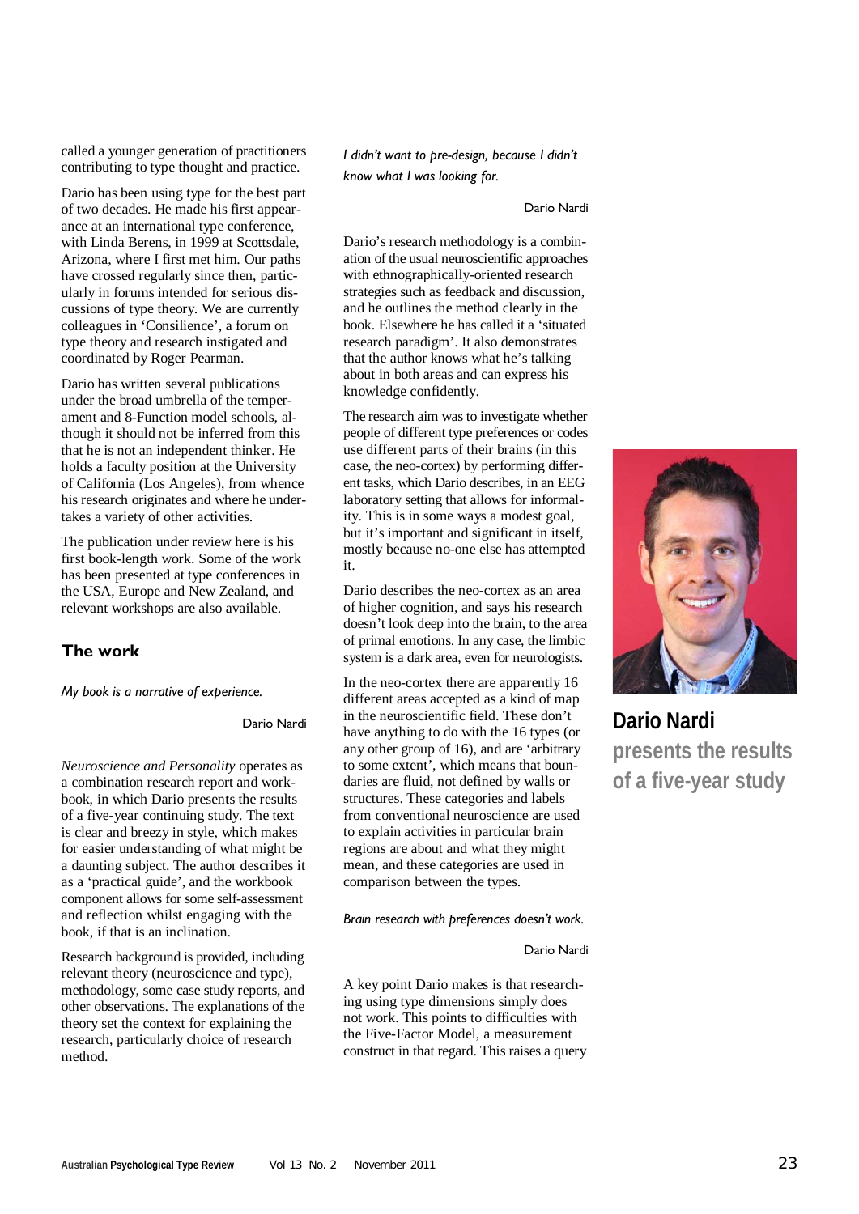called a younger generation of practitioners contributing to type thought and practice.

Dario has been using type for the best part of two decades. He made his first appearance at an international type conference, with Linda Berens, in 1999 at Scottsdale, Arizona, where I first met him. Our paths have crossed regularly since then, particularly in forums intended for serious discussions of type theory. We are currently colleagues in 'Consilience', a forum on type theory and research instigated and coordinated by Roger Pearman.

Dario has written several publications under the broad umbrella of the temperament and 8-Function model schools, although it should not be inferred from this that he is not an independent thinker. He holds a faculty position at the University of California (Los Angeles), from whence his research originates and where he undertakes a variety of other activities.

The publication under review here is his first book-length work. Some of the work has been presented at type conferences in the USA, Europe and New Zealand, and relevant workshops are also available.

## The work

*My book is a narrative of experience.*

Dario Nardi

*Neuroscience and Personality* operates as a combination research report and workbook, in which Dario presents the results of a five-year continuing study. The text is clear and breezy in style, which makes for easier understanding of what might be a daunting subject. The author describes it as a 'practical guide', and the workbook component allows for some self-assessment and reflection whilst engaging with the book, if that is an inclination.

Research background is provided, including relevant theory (neuroscience and type), methodology, some case study reports, and other observations. The explanations of the theory set the context for explaining the research, particularly choice of research method.

*I didn't want to pre-design, because I didn't know what I was looking for.*

Dario Nardi

Dario's research methodology is a combination of the usual neuroscientific approaches with ethnographically-oriented research strategies such as feedback and discussion, and he outlines the method clearly in the book. Elsewhere he has called it a 'situated research paradigm'. It also demonstrates that the author knows what he's talking about in both areas and can express his knowledge confidently.

The research aim was to investigate whether people of different type preferences or codes use different parts of their brains (in this case, the neo-cortex) by performing different tasks, which Dario describes, in an EEG laboratory setting that allows for informality. This is in some ways a modest goal, but it's important and significant in itself, mostly because no-one else has attempted it.

Dario describes the neo-cortex as an area of higher cognition, and says his research doesn't look deep into the brain, to the area of primal emotions. In any case, the limbic system is a dark area, even for neurologists.

In the neo-cortex there are apparently 16 different areas accepted as a kind of map in the neuroscientific field. These don't have anything to do with the 16 types (or any other group of 16), and are 'arbitrary to some extent', which means that boundaries are fluid, not defined by walls or structures. These categories and labels from conventional neuroscience are used to explain activities in particular brain regions are about and what they might mean, and these categories are used in comparison between the types.

*Brain research with preferences doesn't work.*

Dario Nardi

A key point Dario makes is that researching using type dimensions simply does not work. This points to difficulties with the Five-Factor Model, a measurement construct in that regard. This raises a query

**Dario Nardi** presents the results of a five-year study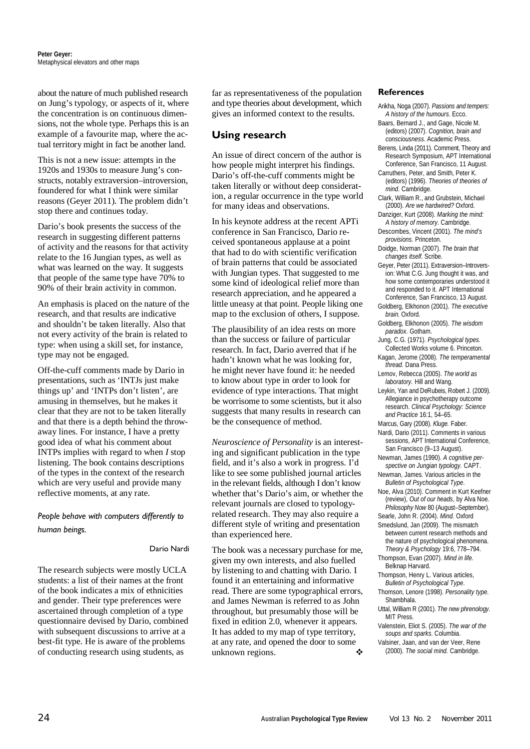about the nature of much published research on Jung's typology, or aspects of it, where the concentration is on continuous dimensions, not the whole type. Perhaps this is an example of a favourite map, where the actual territory might in fact be another land.

This is not a new issue: attempts in the 1920s and 1930s to measure Jung's constructs, notably extraversion–introversion, foundered for what I think were similar reasons (Geyer 2011). The problem didn't stop there and continues today.

Dario's book presents the success of the research in suggesting different patterns of activity and the reasons for that activity relate to the 16 Jungian types, as well as what was learned on the way. It suggests that people of the same type have 70% to 90% of their brain activity in common.

An emphasis is placed on the nature of the research, and that results are indicative and shouldn't be taken literally. Also that not every activity of the brain is related to type: when using a skill set, for instance, type may not be engaged.

Off-the-cuff comments made by Dario in presentations, such as 'INTJs just make things up' and 'INTPs don't listen', are amusing in themselves, but he makes it clear that they are not to be taken literally and that there is a depth behind the throw-away lines. For instance, I have a pretty good idea of what his comment about INTPs implies with regard to when *I* stop listening. The book contains descriptions of the types in the context of the research which are very useful and provide many reflective moments, at any rate.

*People behave with computers differently to human beings.*

Dario Nardi

The research subjects were mostly UCLA students: a list of their names at the front of the book indicates a mix of ethnicities and gender. Their type preferences were ascertained through completion of a type questionnaire devised by Dario, combined with subsequent discussions to arrive at a best-fit type. He is aware of the problems of conducting research using students, as far as representativeness of the population and type theories about development, which gives an informed context to the results.

## Using research

An issue of direct concern of the author is how people might interpret his findings. Dario's off-the-cuff comments might be taken literally or without deep consideration, a regular occurrence in the type world for many ideas and observations.

In his keynote address at the recent APTi conference in San Francisco, Dario received spontaneous applause at a point that had to do with scientific verification of brain patterns that could be associated with Jungian types. That suggested to me some kind of ideological relief more than research appreciation, and he appeared a little uneasy at that point. People liking one map to the exclusion of others, I suppose.

The plausibility of an idea rests on more than the success or failure of particular research. In fact, Dario averred that if he hadn't known what he was looking for, he might never have found it: he needed to know about type in order to look for evidence of type interactions. That might be worrisome to some scientists, but it also suggests that many results in research can be the consequence of method.

*Neuroscience of Personality* is an interesting and significant publication in the type field, and it's also a work in progress. I'd like to see some published journal articles in the relevant fields, although I don't know whether that's Dario's aim, or whether the relevant journals are closed to typology-related research. They may also require a different style of writing and presentation than experienced here.

The book was a necessary purchase for me, given my own interests, and also fuelled by listening to and chatting with Dario. I found it an entertaining and informative read. There are some typographical errors, and James Newman is referred to as John throughout, but presumably those will be fixed in edition 2.0, whenever it appears. It has added to my map of type territory, at any rate, and opened the door to some unknown regions. ❖

### References

Arikha, Noga (2007). *Passions and tempers: A history of the humours*. Ecco.

Baars, Bernard J., and Gage, Nicole M. (editors) (2007). *Cognition, brain and consciousness*. Academic Press.

Berens, Linda (2011). Comment, Theory and Research Symposium, APT International Conference, San Francisco, 11 August.

Carruthers, Peter, and Smith, Peter K. (editors) (1996). *Theories of theories of mind*. Cambridge.

Clark, William R., and Grubstein, Michael (2000). *Are we hardwired?* Oxford.

Danziger, Kurt (2008). *Marking the mind: A history of memory*. Cambridge.

Descombes, Vincent (2001). *The mind's provisions*. Princeton.

Doidge, Norman (2007). *The brain that changes itself*. Scribe.

Geyer, Peter (2011). Extraversion–Introversion: What C.G. Jung thought it was, and how some contemporaries understood it and responded to it. APT International Conference, San Francisco, 13 August.

Goldberg, Elkhonon (2001). *The executive brain*. Oxford.

Goldberg, Elkhonon (2005). *The wisdom paradox*. Gotham.

Jung, C.G. (1971). *Psychological types*. Collected Works volume 6. Princeton.

Kagan, Jerome (2008). *The temperamental thread*. Dana Press.

Lemov, Rebecca (2005). *The world as laboratory*. Hill and Wang.

Leykin, Yan and DeRubeis, Robert J. (2009). Allegiance in psychotherapy outcome research. *Clinical Psychology: Science and Practice* 16:1, 54–65.

Marcus, Gary (2008). *Kluge*. Faber.

Nardi, Dario (2011). Comments in various sessions, APT International Conference, San Francisco (9–13 August).

Newman, James (1990). *A cognitive perspective on Jungian typology*. CAPT.

Newman, James. Various articles in the *Bulletin of Psychological Type*.

Noe, Alva (2010). Comment in Kurt Keefner (review), *Out of our heads*, by Alva Noe. *Philosophy Now* 80 (August–September).

Searle, John R. (2004). *Mind*. Oxford

Smedslund, Jan (2009). The mismatch between current research methods and the nature of psychological phenomena. *Theory & Psychology* 19:6, 778–794.

Thompson, Evan (2007). *Mind in life*. Belknap Harvard.

Thompson, Henry L. Various articles, *Bulletin of Psychological Type*.

Thomson, Lenore (1998). *Personality type*. Shambhala.

Uttal, William R (2001). *The new phrenology*. MIT Press.

Valenstein, Eliot S. (2005). *The war of the soups and sparks*. Columbia.

Valsiner, Jaan, and van der Veer, Rene (2000). *The social mind*. Cambridge.